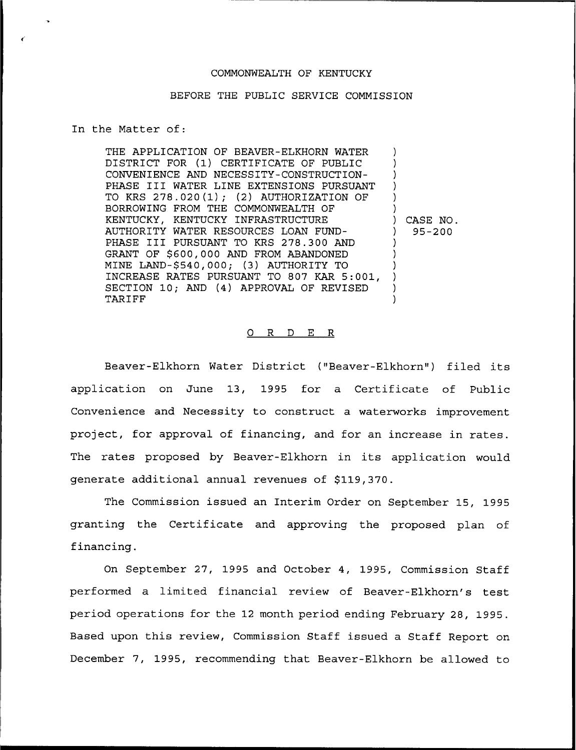COMMONWEALTH OF KENTUCKY

BEFORE THE PUBLIC SERVICE COMMISSION

In the Matter of:

THE APPLICATION OF BEAVER-ELKHORN WATER DISTRICT FOR (1) CERTIFICATE OF PUBLIC CONVENIENCE AND NECESSITY-CONSTRUCTION-PHASE III WATER LINE EXTENSIONS PURSUANT TO KRS 278.020(1); (2) AUTHORIZATION OF BORROWING FROM THE COMMONWEALTH OF KENTUCKY, KENTUCKY INFRASTRUCTURE AUTHORITY WATER RESOURCES LOAN FUND-PHASE III PURSUANT TO KRS 278.300 AND GRANT OF $600,000 AND FROM ABANDONED MINE LAND-$540,000; (3) AUTHORITY TO INCREASE RATES PURSUANT TO 807 KAR 5:001, SECTION 10; AND (4) APPROVAL OF REVISED TARIFF

) CASE NO. 95-200

O R D E R

Beaver-Elkhorn Water District ("Beaver-Elkhorn") filed its application on June 13, 1995 for a Certificate of Public Convenience and Necessity to construct a waterworks improvement project, for approval of financing, and for an increase in rates. The rates proposed by Beaver-Elkhorn in its application would generate additional annual revenues of $119,370.

The Commission issued an Interim Order on September 15, 1995 granting the Certificate and approving the proposed plan of financing.

On September 27, 1995 and October 4, 1995, Commission Staff performed a limited financial review of Beaver-Elkhorn's test period operations for the 12 month period ending February 28, 1995. Based upon this review, Commission Staff issued a Staff Report on December 7, 1995, recommending that Beaver-Elkhorn be allowed to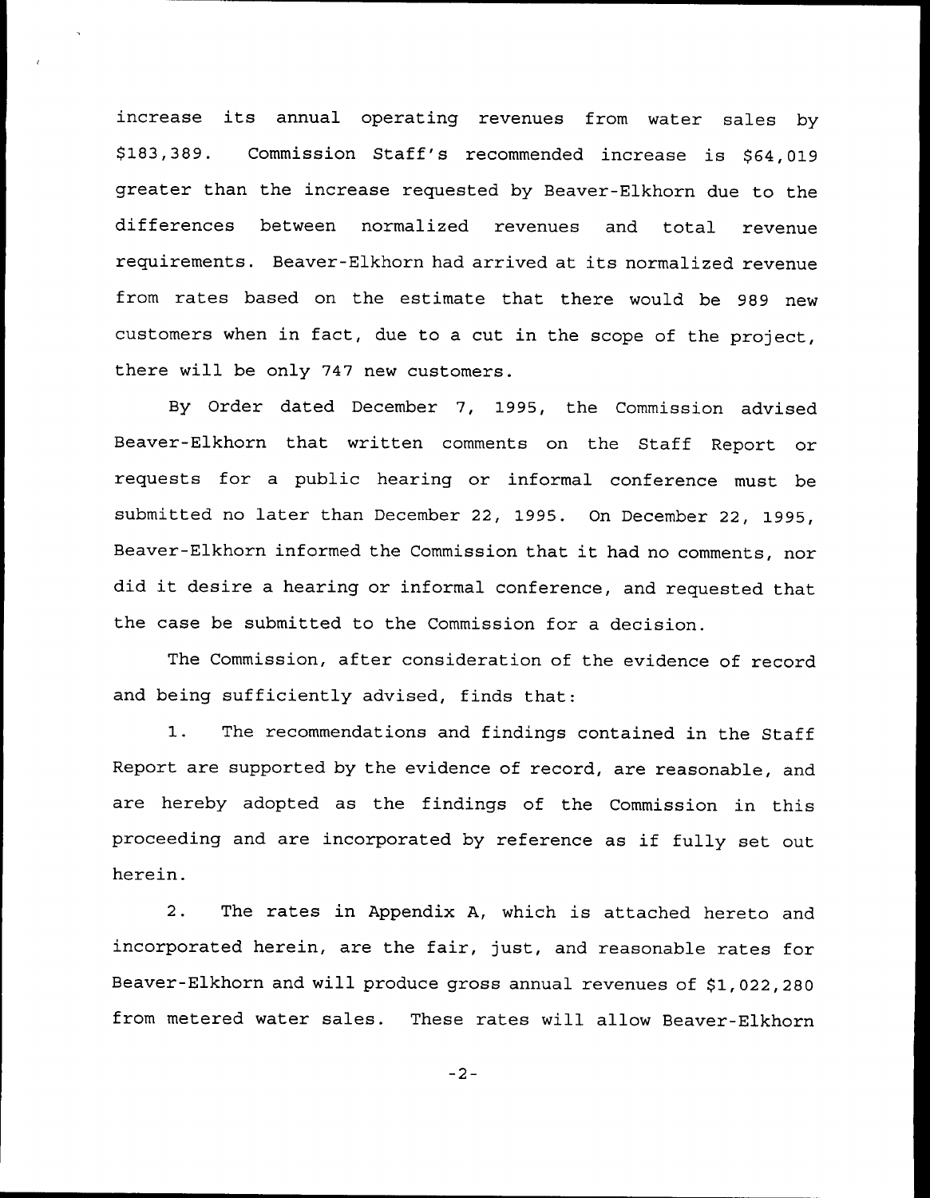increase its annual operating revenues from water sales by $183,389. Commission Staff's recommended increase is $64,019 greater than the increase requested by Beaver-Elkhorn due to the differences between normalized revenues and total revenue requirements. Beaver-Elkhorn had arrived at its normalized revenue from rates based on the estimate that there would be 989 new customers when in fact, due to a cut in the scope of the project, there will be only 747 new customers.

By Order dated December 7, 1995, the Commission advised Beaver-Elkhorn that written comments on the Staff Report or requests for a public hearing or informal conference must be submitted no later than December 22, 1995. On December 22, 1995, Beaver-Elkhorn informed the Commission that it had no comments, nor did it desire a hearing or informal conference, and requested that the case be submitted to the Commission for a decision.

The Commission, after consideration of the evidence of record and being sufficiently advised, finds that:

1. The recommendations and findings contained in the Staff Report are supported by the evidence of record, are reasonable, and are hereby adopted as the findings of the Commission in this proceeding and are incorporated by reference as if fully set out herein.

2. The rates in Appendix A, which is attached hereto and incorporated herein, are the fair, just, and reasonable rates for Beaver-Elkhorn and will produce gross annual revenues of $1,022,280 from metered water sales. These rates will allow Beaver-Elkhorn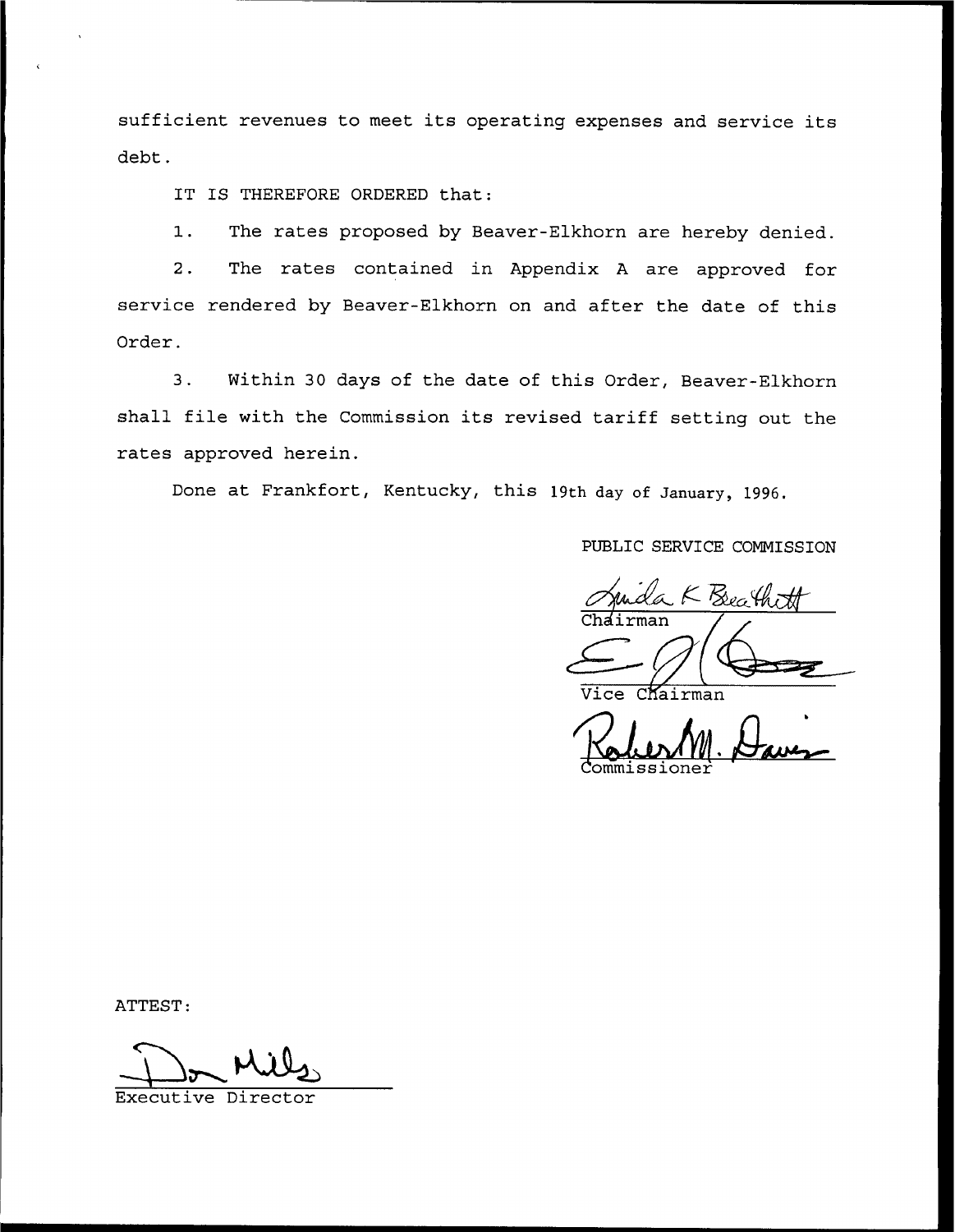sufficient revenues to meet its operating expenses and service its debt.

IT IS THEREFORE ORDERED that:

1. The rates proposed by Beaver-Elkhorn are hereby denied.

2. The rates contained in Appendix A are approved for service rendered by Beaver-Elkhorn on and after the date of this Order.

3. Within 30 days of the date of this Order, Beaver-Elkhorn shall file with the Commission its revised tariff setting out the rates approved herein.

Done at Frankfort, Kentucky, this 19th day of January, 1996.

PUBLIC SERVICE COMMISSION

Linda K Breathitt
Chairman

Vice Chairman

Robert M. Davis
Commissioner

ATTEST:

Don Mills
Executive Director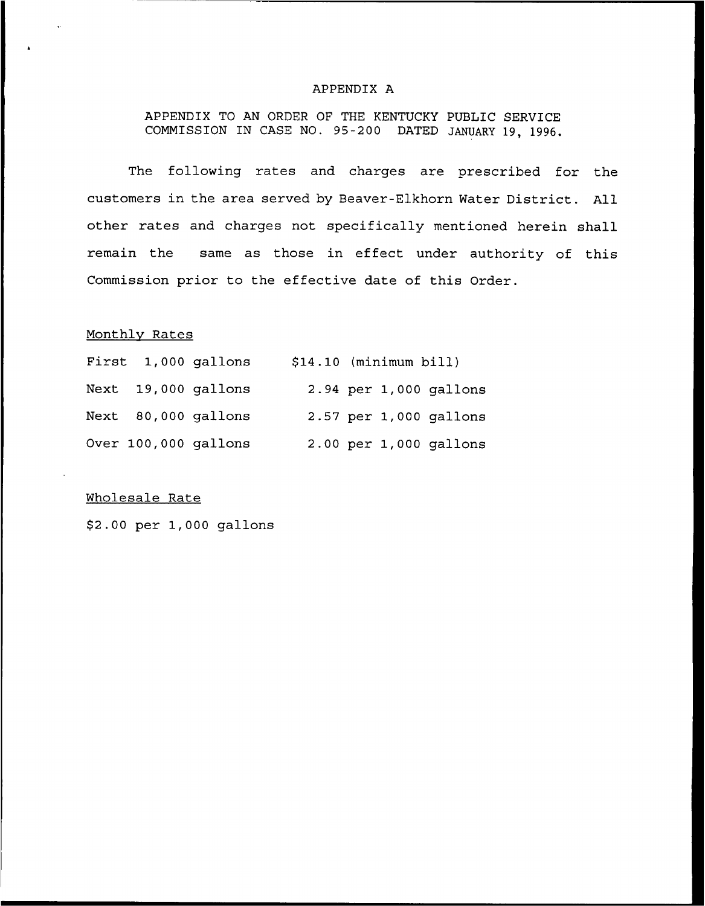APPENDIX A

APPENDIX TO AN ORDER OF THE KENTUCKY PUBLIC SERVICE COMMISSION IN CASE NO. 95-200 DATED JANUARY 19, 1996.

The following rates and charges are prescribed for the customers in the area served by Beaver-Elkhorn Water District. All other rates and charges not specifically mentioned herein shall remain the same as those in effect under authority of this Commission prior to the effective date of this Order.

Monthly Rates

| | |
|---|---|
| First 1,000 gallons | $14.10 (minimum bill) |
| Next 19,000 gallons | 2.94 per 1,000 gallons |
| Next 80,000 gallons | 2.57 per 1,000 gallons |
| Over 100,000 gallons | 2.00 per 1,000 gallons |

Wholesale Rate

$2.00 per 1,000 gallons